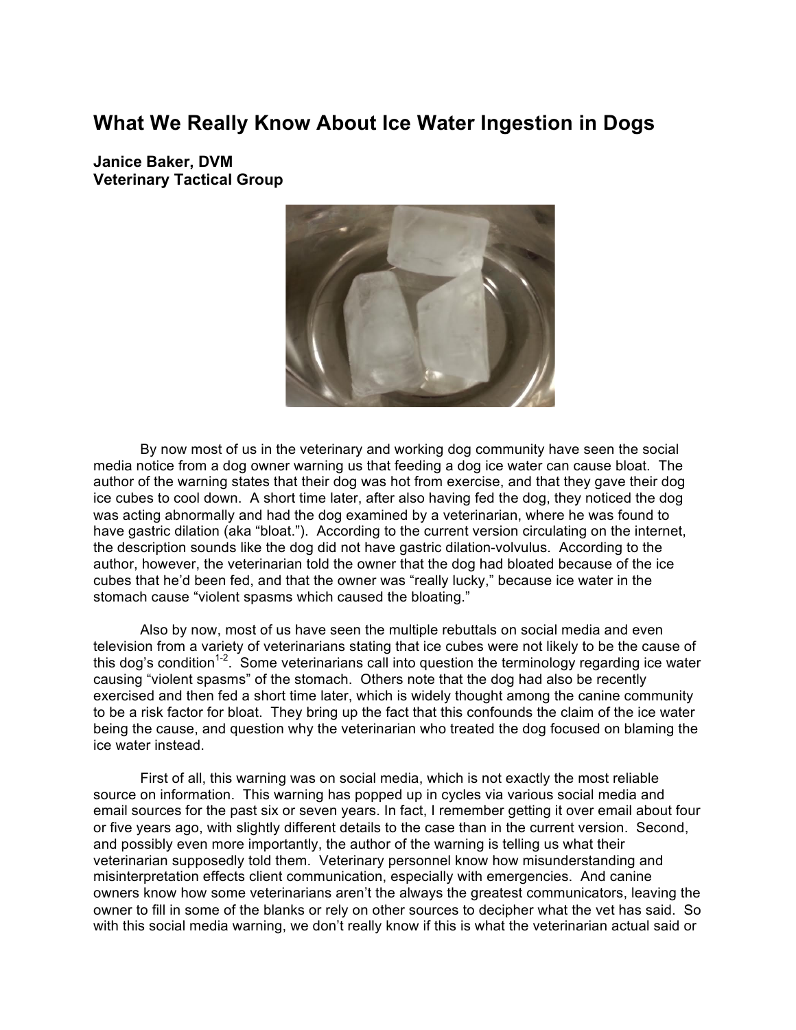# What We Really Know About Ice Water Ingestion in Dogs

**Janice Baker, DVM**
**Veterinary Tactical Group**

By now most of us in the veterinary and working dog community have seen the social media notice from a dog owner warning us that feeding a dog ice water can cause bloat. The author of the warning states that their dog was hot from exercise, and that they gave their dog ice cubes to cool down. A short time later, after also having fed the dog, they noticed the dog was acting abnormally and had the dog examined by a veterinarian, where he was found to have gastric dilation (aka "bloat."). According to the current version circulating on the internet, the description sounds like the dog did not have gastric dilation-volvulus. According to the author, however, the veterinarian told the owner that the dog had bloated because of the ice cubes that he'd been fed, and that the owner was "really lucky," because ice water in the stomach cause "violent spasms which caused the bloating."

Also by now, most of us have seen the multiple rebuttals on social media and even television from a variety of veterinarians stating that ice cubes were not likely to be the cause of this dog's condition[1-2]. Some veterinarians call into question the terminology regarding ice water causing "violent spasms" of the stomach. Others note that the dog had also be recently exercised and then fed a short time later, which is widely thought among the canine community to be a risk factor for bloat. They bring up the fact that this confounds the claim of the ice water being the cause, and question why the veterinarian who treated the dog focused on blaming the ice water instead.

First of all, this warning was on social media, which is not exactly the most reliable source on information. This warning has popped up in cycles via various social media and email sources for the past six or seven years. In fact, I remember getting it over email about four or five years ago, with slightly different details to the case than in the current version. Second, and possibly even more importantly, the author of the warning is telling us what their veterinarian supposedly told them. Veterinary personnel know how misunderstanding and misinterpretation effects client communication, especially with emergencies. And canine owners know how some veterinarians aren't the always the greatest communicators, leaving the owner to fill in some of the blanks or rely on other sources to decipher what the vet has said. So with this social media warning, we don't really know if this is what the veterinarian actual said or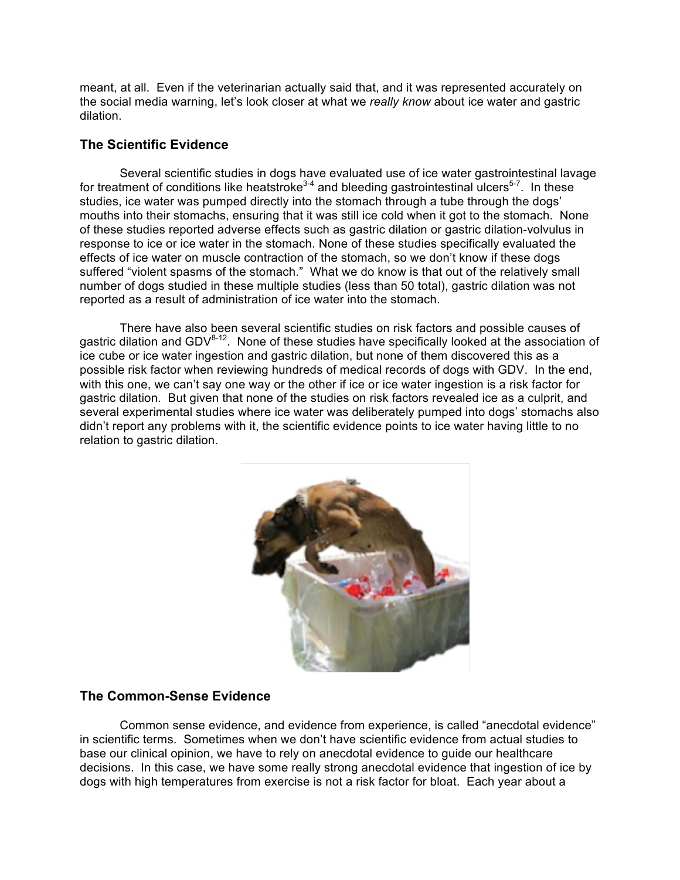meant, at all. Even if the veterinarian actually said that, and it was represented accurately on the social media warning, let's look closer at what we *really know* about ice water and gastric dilation.

## The Scientific Evidence

Several scientific studies in dogs have evaluated use of ice water gastrointestinal lavage for treatment of conditions like heatstroke[3-4] and bleeding gastrointestinal ulcers[5-7]. In these studies, ice water was pumped directly into the stomach through a tube through the dogs' mouths into their stomachs, ensuring that it was still ice cold when it got to the stomach. None of these studies reported adverse effects such as gastric dilation or gastric dilation-volvulus in response to ice or ice water in the stomach. None of these studies specifically evaluated the effects of ice water on muscle contraction of the stomach, so we don't know if these dogs suffered "violent spasms of the stomach." What we do know is that out of the relatively small number of dogs studied in these multiple studies (less than 50 total), gastric dilation was not reported as a result of administration of ice water into the stomach.

There have also been several scientific studies on risk factors and possible causes of gastric dilation and GDV[8-12]. None of these studies have specifically looked at the association of ice cube or ice water ingestion and gastric dilation, but none of them discovered this as a possible risk factor when reviewing hundreds of medical records of dogs with GDV. In the end, with this one, we can't say one way or the other if ice or ice water ingestion is a risk factor for gastric dilation. But given that none of the studies on risk factors revealed ice as a culprit, and several experimental studies where ice water was deliberately pumped into dogs' stomachs also didn't report any problems with it, the scientific evidence points to ice water having little to no relation to gastric dilation.

## The Common-Sense Evidence

Common sense evidence, and evidence from experience, is called "anecdotal evidence" in scientific terms. Sometimes when we don't have scientific evidence from actual studies to base our clinical opinion, we have to rely on anecdotal evidence to guide our healthcare decisions. In this case, we have some really strong anecdotal evidence that ingestion of ice by dogs with high temperatures from exercise is not a risk factor for bloat. Each year about a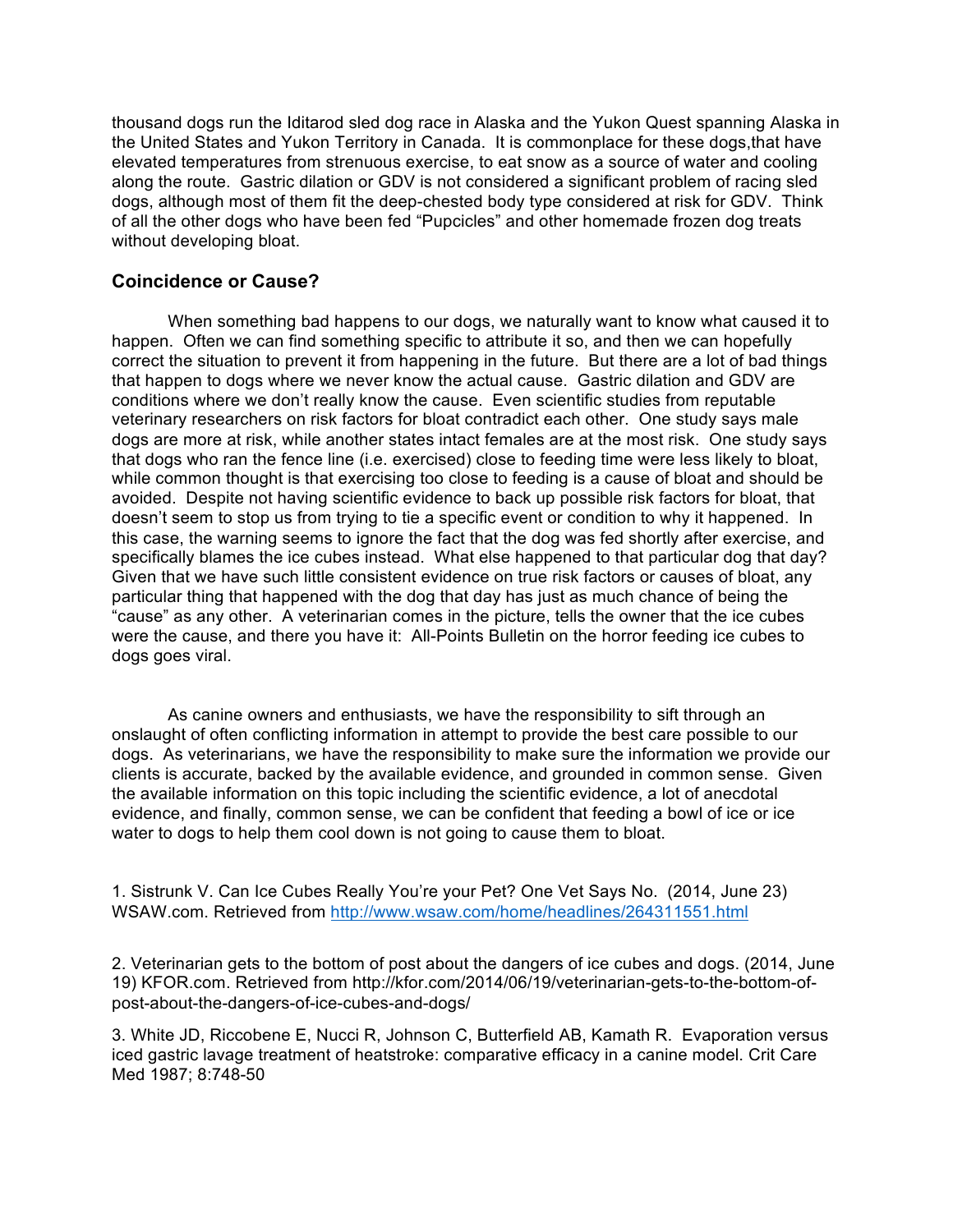thousand dogs run the Iditarod sled dog race in Alaska and the Yukon Quest spanning Alaska in the United States and Yukon Territory in Canada. It is commonplace for these dogs,that have elevated temperatures from strenuous exercise, to eat snow as a source of water and cooling along the route. Gastric dilation or GDV is not considered a significant problem of racing sled dogs, although most of them fit the deep-chested body type considered at risk for GDV. Think of all the other dogs who have been fed "Pupcicles" and other homemade frozen dog treats without developing bloat.

### Coincidence or Cause?

When something bad happens to our dogs, we naturally want to know what caused it to happen. Often we can find something specific to attribute it so, and then we can hopefully correct the situation to prevent it from happening in the future. But there are a lot of bad things that happen to dogs where we never know the actual cause. Gastric dilation and GDV are conditions where we don't really know the cause. Even scientific studies from reputable veterinary researchers on risk factors for bloat contradict each other. One study says male dogs are more at risk, while another states intact females are at the most risk. One study says that dogs who ran the fence line (i.e. exercised) close to feeding time were less likely to bloat, while common thought is that exercising too close to feeding is a cause of bloat and should be avoided. Despite not having scientific evidence to back up possible risk factors for bloat, that doesn't seem to stop us from trying to tie a specific event or condition to why it happened. In this case, the warning seems to ignore the fact that the dog was fed shortly after exercise, and specifically blames the ice cubes instead. What else happened to that particular dog that day? Given that we have such little consistent evidence on true risk factors or causes of bloat, any particular thing that happened with the dog that day has just as much chance of being the "cause" as any other. A veterinarian comes in the picture, tells the owner that the ice cubes were the cause, and there you have it: All-Points Bulletin on the horror feeding ice cubes to dogs goes viral.

As canine owners and enthusiasts, we have the responsibility to sift through an onslaught of often conflicting information in attempt to provide the best care possible to our dogs. As veterinarians, we have the responsibility to make sure the information we provide our clients is accurate, backed by the available evidence, and grounded in common sense. Given the available information on this topic including the scientific evidence, a lot of anecdotal evidence, and finally, common sense, we can be confident that feeding a bowl of ice or ice water to dogs to help them cool down is not going to cause them to bloat.

1. Sistrunk V. Can Ice Cubes Really You're your Pet? One Vet Says No. (2014, June 23) WSAW.com. Retrieved from http://www.wsaw.com/home/headlines/264311551.html

2. Veterinarian gets to the bottom of post about the dangers of ice cubes and dogs. (2014, June 19) KFOR.com. Retrieved from http://kfor.com/2014/06/19/veterinarian-gets-to-the-bottom-of-post-about-the-dangers-of-ice-cubes-and-dogs/

3. White JD, Riccobene E, Nucci R, Johnson C, Butterfield AB, Kamath R. Evaporation versus iced gastric lavage treatment of heatstroke: comparative efficacy in a canine model. Crit Care Med 1987; 8:748-50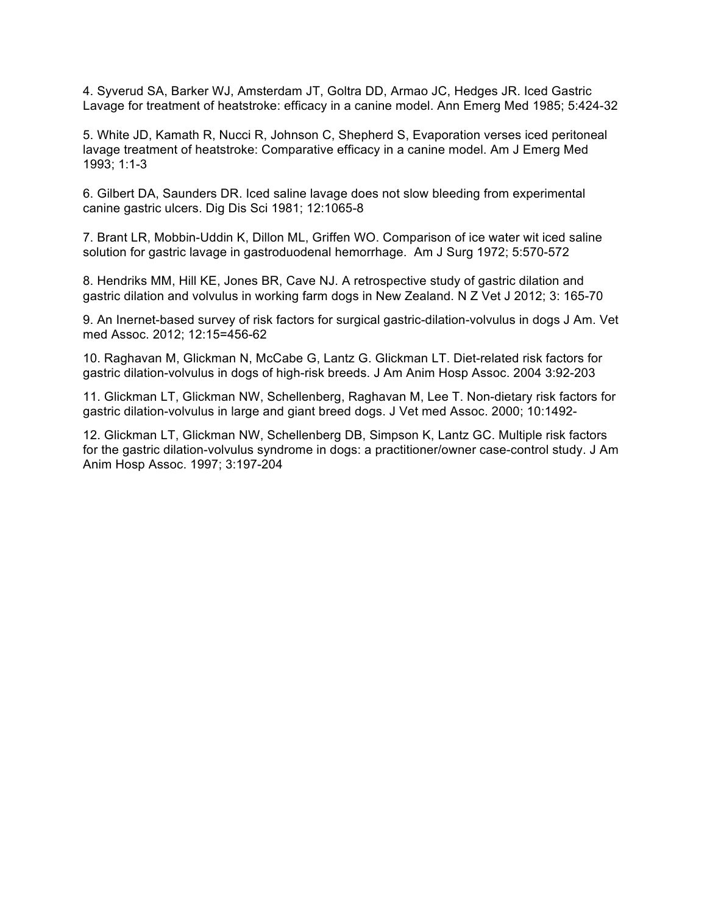4. Syverud SA, Barker WJ, Amsterdam JT, Goltra DD, Armao JC, Hedges JR. Iced Gastric Lavage for treatment of heatstroke: efficacy in a canine model. Ann Emerg Med 1985; 5:424-32

5. White JD, Kamath R, Nucci R, Johnson C, Shepherd S, Evaporation verses iced peritoneal lavage treatment of heatstroke: Comparative efficacy in a canine model. Am J Emerg Med 1993; 1:1-3

6. Gilbert DA, Saunders DR. Iced saline lavage does not slow bleeding from experimental canine gastric ulcers. Dig Dis Sci 1981; 12:1065-8

7. Brant LR, Mobbin-Uddin K, Dillon ML, Griffen WO. Comparison of ice water wit iced saline solution for gastric lavage in gastroduodenal hemorrhage. Am J Surg 1972; 5:570-572

8. Hendriks MM, Hill KE, Jones BR, Cave NJ. A retrospective study of gastric dilation and gastric dilation and volvulus in working farm dogs in New Zealand. N Z Vet J 2012; 3: 165-70

9. An Inernet-based survey of risk factors for surgical gastric-dilation-volvulus in dogs J Am. Vet med Assoc. 2012; 12:15=456-62

10. Raghavan M, Glickman N, McCabe G, Lantz G. Glickman LT. Diet-related risk factors for gastric dilation-volvulus in dogs of high-risk breeds. J Am Anim Hosp Assoc. 2004 3:92-203

11. Glickman LT, Glickman NW, Schellenberg, Raghavan M, Lee T. Non-dietary risk factors for gastric dilation-volvulus in large and giant breed dogs. J Vet med Assoc. 2000; 10:1492-

12. Glickman LT, Glickman NW, Schellenberg DB, Simpson K, Lantz GC. Multiple risk factors for the gastric dilation-volvulus syndrome in dogs: a practitioner/owner case-control study. J Am Anim Hosp Assoc. 1997; 3:197-204